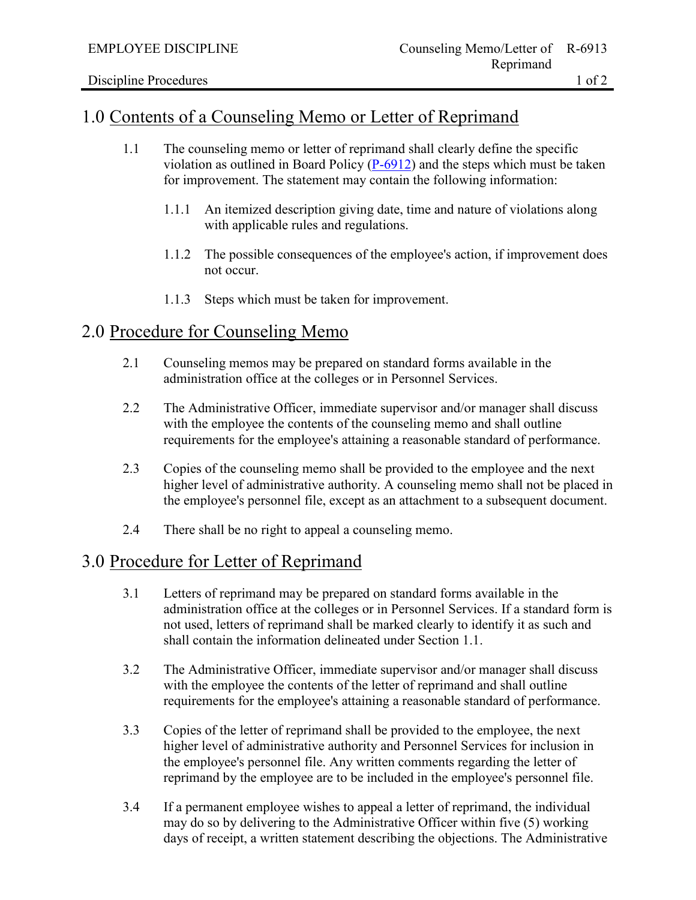# 1.0 Contents of a Counseling Memo or Letter of Reprimand

1.1 The counseling memo or letter of reprimand shall clearly define the specific violation as outlined in Board Policy (P-6912) and the steps which must be taken for improvement. The statement may contain the following information:

1.1.1 An itemized description giving date, time and nature of violations along with applicable rules and regulations.

1.1.2 The possible consequences of the employee's action, if improvement does not occur.

1.1.3 Steps which must be taken for improvement.

# 2.0 Procedure for Counseling Memo

2.1 Counseling memos may be prepared on standard forms available in the administration office at the colleges or in Personnel Services.

2.2 The Administrative Officer, immediate supervisor and/or manager shall discuss with the employee the contents of the counseling memo and shall outline requirements for the employee's attaining a reasonable standard of performance.

2.3 Copies of the counseling memo shall be provided to the employee and the next higher level of administrative authority. A counseling memo shall not be placed in the employee's personnel file, except as an attachment to a subsequent document.

2.4 There shall be no right to appeal a counseling memo.

# 3.0 Procedure for Letter of Reprimand

3.1 Letters of reprimand may be prepared on standard forms available in the administration office at the colleges or in Personnel Services. If a standard form is not used, letters of reprimand shall be marked clearly to identify it as such and shall contain the information delineated under Section 1.1.

3.2 The Administrative Officer, immediate supervisor and/or manager shall discuss with the employee the contents of the letter of reprimand and shall outline requirements for the employee's attaining a reasonable standard of performance.

3.3 Copies of the letter of reprimand shall be provided to the employee, the next higher level of administrative authority and Personnel Services for inclusion in the employee's personnel file. Any written comments regarding the letter of reprimand by the employee are to be included in the employee's personnel file.

3.4 If a permanent employee wishes to appeal a letter of reprimand, the individual may do so by delivering to the Administrative Officer within five (5) working days of receipt, a written statement describing the objections. The Administrative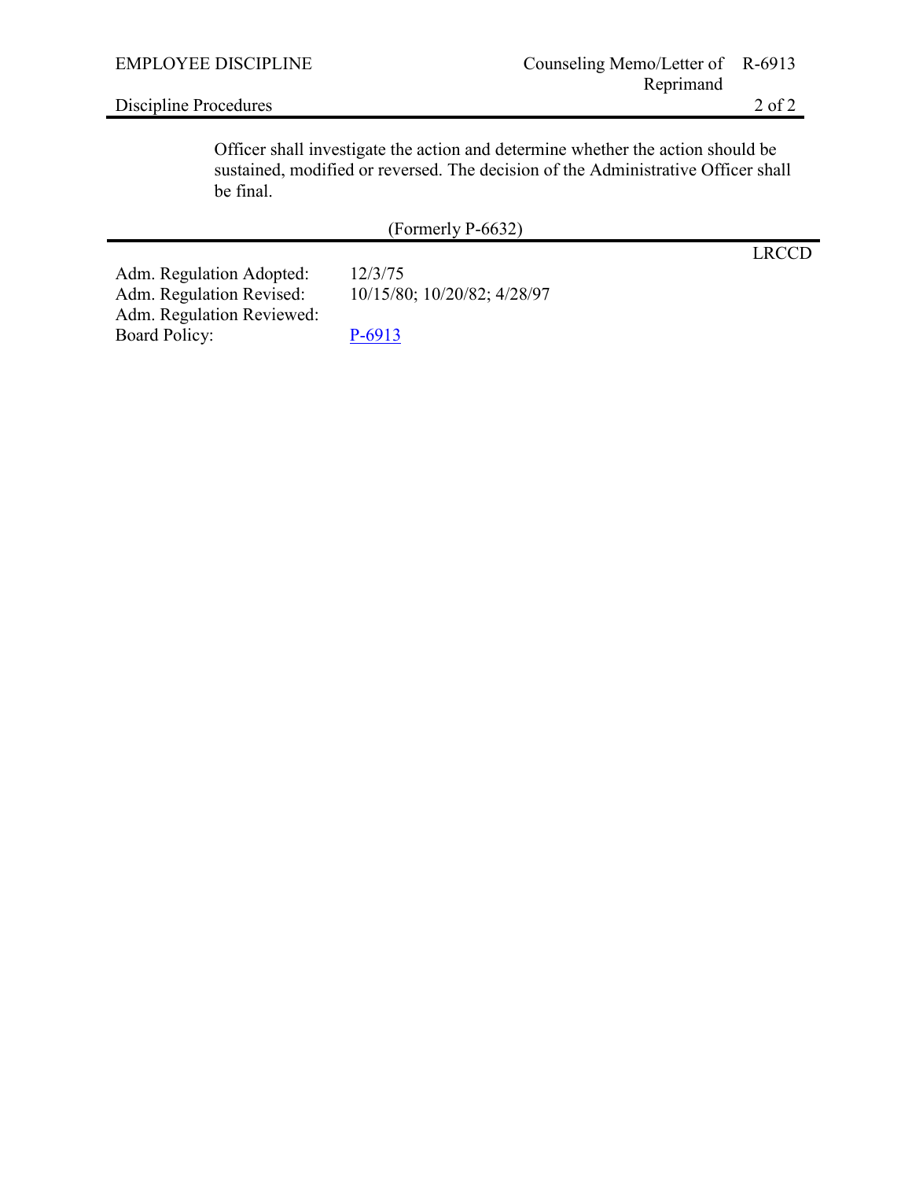Officer shall investigate the action and determine whether the action should be sustained, modified or reversed. The decision of the Administrative Officer shall be final.

(Formerly P-6632)

LRCCD

| | |
|---|---|
| Adm. Regulation Adopted: | 12/3/75 |
| Adm. Regulation Revised: | 10/15/80; 10/20/82; 4/28/97 |
| Adm. Regulation Reviewed: | |
| Board Policy: | P-6913 |